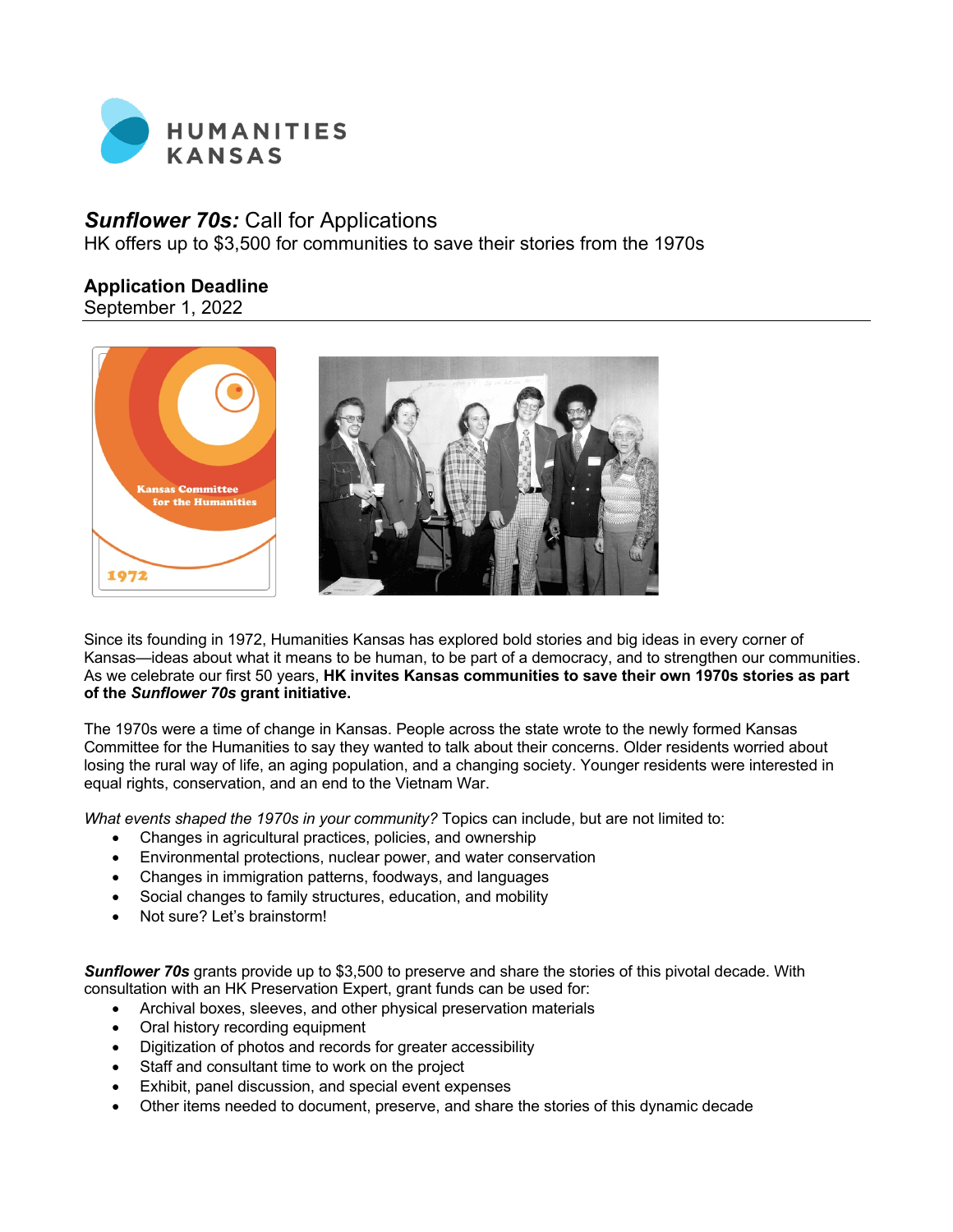HUMANITIES
KANSAS

# *Sunflower 70s:* Call for Applications

HK offers up to $3,500 for communities to save their stories from the 1970s

## Application Deadline

September 1, 2022

Since its founding in 1972, Humanities Kansas has explored bold stories and big ideas in every corner of Kansas—ideas about what it means to be human, to be part of a democracy, and to strengthen our communities. As we celebrate our first 50 years, **HK invites Kansas communities to save their own 1970s stories as part of the *Sunflower 70s* grant initiative.**

The 1970s were a time of change in Kansas. People across the state wrote to the newly formed Kansas Committee for the Humanities to say they wanted to talk about their concerns. Older residents worried about losing the rural way of life, an aging population, and a changing society. Younger residents were interested in equal rights, conservation, and an end to the Vietnam War.

*What events shaped the 1970s in your community?* Topics can include, but are not limited to:

- Changes in agricultural practices, policies, and ownership
- Environmental protections, nuclear power, and water conservation
- Changes in immigration patterns, foodways, and languages
- Social changes to family structures, education, and mobility
- Not sure? Let's brainstorm!

***Sunflower 70s*** grants provide up to $3,500 to preserve and share the stories of this pivotal decade. With consultation with an HK Preservation Expert, grant funds can be used for:

- Archival boxes, sleeves, and other physical preservation materials
- Oral history recording equipment
- Digitization of photos and records for greater accessibility
- Staff and consultant time to work on the project
- Exhibit, panel discussion, and special event expenses
- Other items needed to document, preserve, and share the stories of this dynamic decade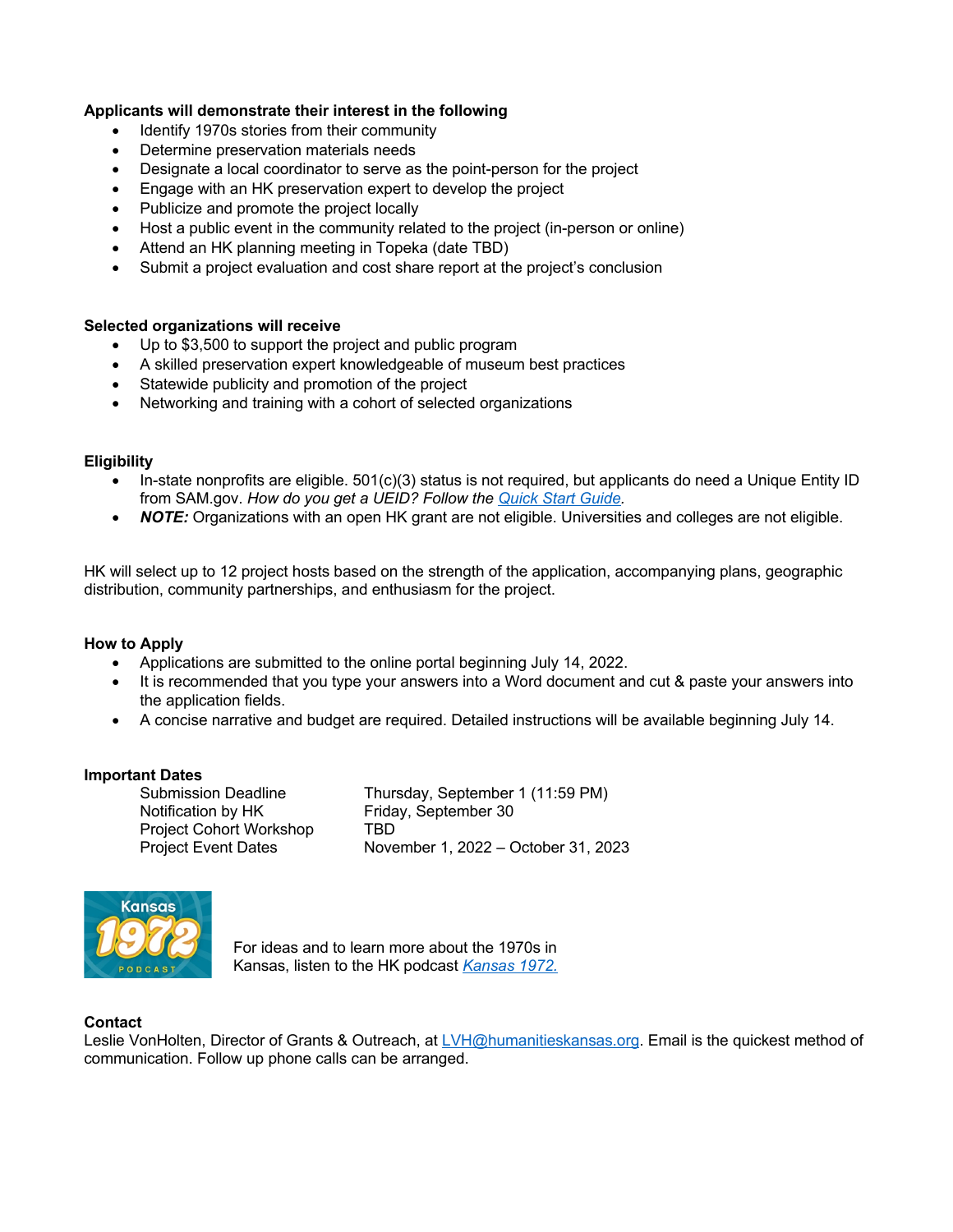**Applicants will demonstrate their interest in the following**

- Identify 1970s stories from their community
- Determine preservation materials needs
- Designate a local coordinator to serve as the point-person for the project
- Engage with an HK preservation expert to develop the project
- Publicize and promote the project locally
- Host a public event in the community related to the project (in-person or online)
- Attend an HK planning meeting in Topeka (date TBD)
- Submit a project evaluation and cost share report at the project's conclusion

**Selected organizations will receive**

- Up to $3,500 to support the project and public program
- A skilled preservation expert knowledgeable of museum best practices
- Statewide publicity and promotion of the project
- Networking and training with a cohort of selected organizations

**Eligibility**

- In-state nonprofits are eligible. 501(c)(3) status is not required, but applicants do need a Unique Entity ID from SAM.gov. *How do you get a UEID? Follow the [Quick Start Guide](Quick Start Guide).*
- ***NOTE:*** Organizations with an open HK grant are not eligible. Universities and colleges are not eligible.

HK will select up to 12 project hosts based on the strength of the application, accompanying plans, geographic distribution, community partnerships, and enthusiasm for the project.

**How to Apply**

- Applications are submitted to the online portal beginning July 14, 2022.
- It is recommended that you type your answers into a Word document and cut & paste your answers into the application fields.
- A concise narrative and budget are required. Detailed instructions will be available beginning July 14.

**Important Dates**

| | |
|---|---|
| Submission Deadline | Thursday, September 1 (11:59 PM) |
| Notification by HK | Friday, September 30 |
| Project Cohort Workshop | TBD |
| Project Event Dates | November 1, 2022 – October 31, 2023 |

For ideas and to learn more about the 1970s in Kansas, listen to the HK podcast *Kansas 1972.*

**Contact**

Leslie VonHolten, Director of Grants & Outreach, at LVH@humanitieskansas.org. Email is the quickest method of communication. Follow up phone calls can be arranged.